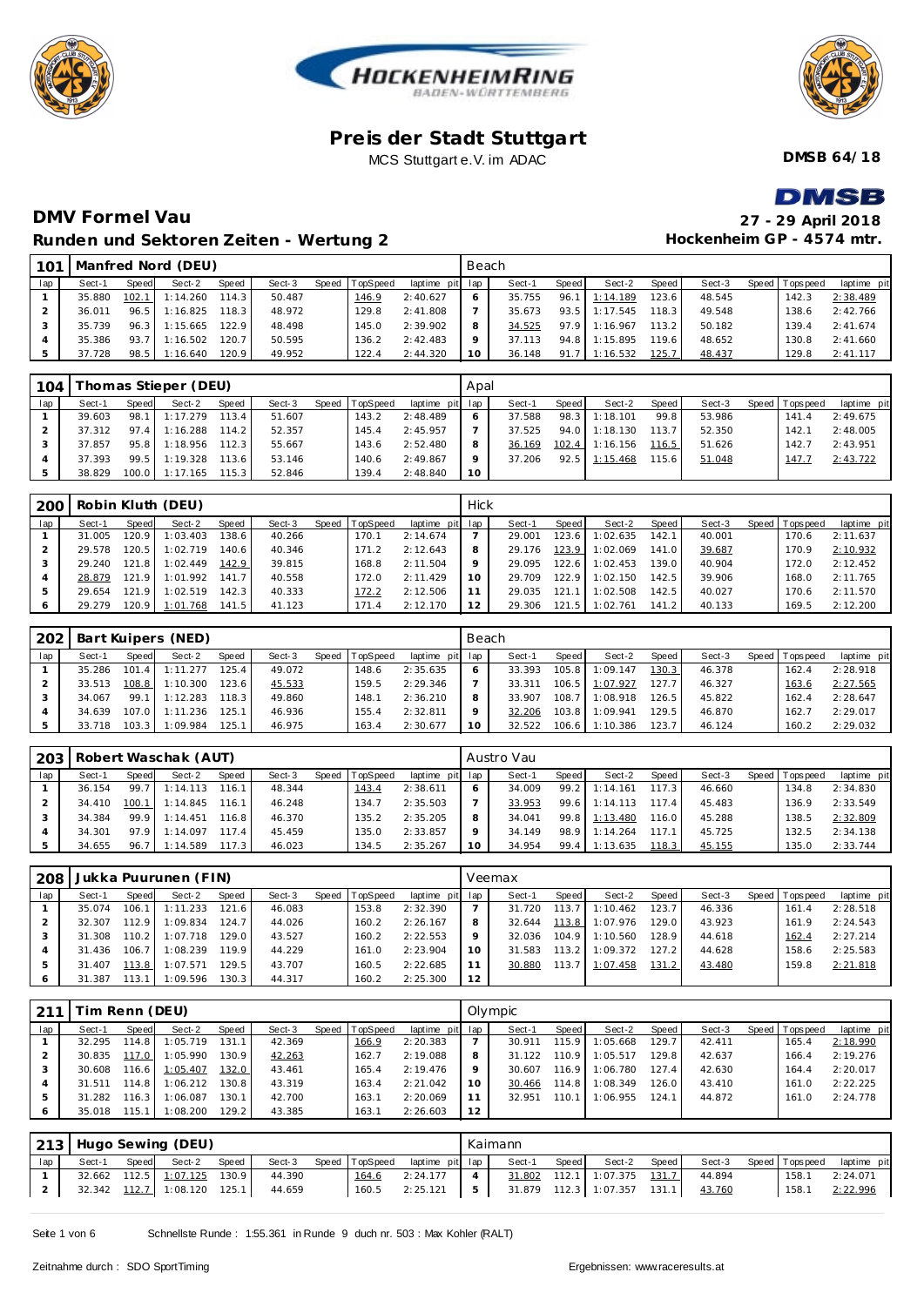# Preis der Stadt Stuttgart

MCS Stuttgart e.V. im ADAC

**DMSB 64/18**

## DMV Formel Vau

**27 - 29 April 2018**

### Runden und Sektoren Zeiten - Wertung 2

**Hockenheim GP - 4574 mtr.**

| 101 | Manfred Nord (DEU) | | | | | | | | Beach | | | | | | | | |
|---|---|---|---|---|---|---|---|---|---|---|---|---|---|---|---|---|---|
| lap | Sect-1 | Speed | Sect-2 | Speed | Sect-3 | Speed | TopSpeed | laptime pit | lap | Sect-1 | Speed | Sect-2 | Speed | Sect-3 | Speed | Topspeed | laptime pit |
| 1 | 35.880 | 102.1 | 1:14.260 | 114.3 | 50.487 | | 146.9 | 2:40.627 | 6 | 35.755 | 96.1 | 1:14.189 | 123.6 | 48.545 | | 142.3 | 2:38.489 |
| 2 | 36.011 | 96.5 | 1:16.825 | 118.3 | 48.972 | | 129.8 | 2:41.808 | 7 | 35.673 | 93.5 | 1:17.545 | 118.3 | 49.548 | | 138.6 | 2:42.766 |
| 3 | 35.739 | 96.3 | 1:15.665 | 122.9 | 48.498 | | 145.0 | 2:39.902 | 8 | 34.525 | 97.9 | 1:16.967 | 113.2 | 50.182 | | 139.4 | 2:41.674 |
| 4 | 35.386 | 93.7 | 1:16.502 | 120.7 | 50.595 | | 136.2 | 2:42.483 | 9 | 37.113 | 94.8 | 1:15.895 | 119.6 | 48.652 | | 130.8 | 2:41.660 |
| 5 | 37.728 | 98.5 | 1:16.640 | 120.9 | 49.952 | | 122.4 | 2:44.320 | 10 | 36.148 | 91.7 | 1:16.532 | 125.7 | 48.437 | | 129.8 | 2:41.117 |

| 104 | Thomas Stieper (DEU) | | | | | | | | Apal | | | | | | | | |
|---|---|---|---|---|---|---|---|---|---|---|---|---|---|---|---|---|---|
| lap | Sect-1 | Speed | Sect-2 | Speed | Sect-3 | Speed | TopSpeed | laptime pit | lap | Sect-1 | Speed | Sect-2 | Speed | Sect-3 | Speed | Topspeed | laptime pit |
| 1 | 39.603 | 98.1 | 1:17.279 | 113.4 | 51.607 | | 143.2 | 2:48.489 | 6 | 37.588 | 98.3 | 1:18.101 | 99.8 | 53.986 | | 141.4 | 2:49.675 |
| 2 | 37.312 | 97.4 | 1:16.288 | 114.2 | 52.357 | | 145.4 | 2:45.957 | 7 | 37.525 | 94.0 | 1:18.130 | 113.7 | 52.350 | | 142.1 | 2:48.005 |
| 3 | 37.857 | 95.8 | 1:18.956 | 112.3 | 55.667 | | 143.6 | 2:52.480 | 8 | 36.169 | 102.4 | 1:16.156 | 116.5 | 51.626 | | 142.7 | 2:43.951 |
| 4 | 37.393 | 99.5 | 1:19.328 | 113.6 | 53.146 | | 140.6 | 2:49.867 | 9 | 37.206 | 92.5 | 1:15.468 | 115.6 | 51.048 | | 147.7 | 2:43.722 |
| 5 | 38.829 | 100.0 | 1:17.165 | 115.3 | 52.846 | | 139.4 | 2:48.840 | 10 | | | | | | | | |

| 200 | Robin Kluth (DEU) | | | | | | | | Hick | | | | | | | | |
|---|---|---|---|---|---|---|---|---|---|---|---|---|---|---|---|---|---|
| lap | Sect-1 | Speed | Sect-2 | Speed | Sect-3 | Speed | TopSpeed | laptime pit | lap | Sect-1 | Speed | Sect-2 | Speed | Sect-3 | Speed | Topspeed | laptime pit |
| 1 | 31.005 | 120.9 | 1:03.403 | 138.6 | 40.266 | | 170.1 | 2:14.674 | 7 | 29.001 | 123.6 | 1:02.635 | 142.1 | 40.001 | | 170.6 | 2:11.637 |
| 2 | 29.578 | 120.5 | 1:02.719 | 140.6 | 40.346 | | 171.2 | 2:12.643 | 8 | 29.176 | 123.9 | 1:02.069 | 141.0 | 39.687 | | 170.9 | 2:10.932 |
| 3 | 29.240 | 121.8 | 1:02.449 | 142.9 | 39.815 | | 168.8 | 2:11.504 | 9 | 29.095 | 122.6 | 1:02.453 | 139.0 | 40.904 | | 172.0 | 2:12.452 |
| 4 | 28.879 | 121.9 | 1:01.992 | 141.7 | 40.558 | | 172.0 | 2:11.429 | 10 | 29.709 | 122.9 | 1:02.150 | 142.5 | 39.906 | | 168.0 | 2:11.765 |
| 5 | 29.654 | 121.9 | 1:02.519 | 142.3 | 40.333 | | 172.2 | 2:12.506 | 11 | 29.035 | 121.1 | 1:02.508 | 142.5 | 40.027 | | 170.6 | 2:11.570 |
| 6 | 29.279 | 120.9 | 1:01.768 | 141.5 | 41.123 | | 171.4 | 2:12.170 | 12 | 29.306 | 121.5 | 1:02.761 | 141.2 | 40.133 | | 169.5 | 2:12.200 |

| 202 | Bart Kuipers (NED) | | | | | | | | Beach | | | | | | | | |
|---|---|---|---|---|---|---|---|---|---|---|---|---|---|---|---|---|---|
| lap | Sect-1 | Speed | Sect-2 | Speed | Sect-3 | Speed | TopSpeed | laptime pit | lap | Sect-1 | Speed | Sect-2 | Speed | Sect-3 | Speed | Topspeed | laptime pit |
| 1 | 35.286 | 101.4 | 1:11.277 | 125.4 | 49.072 | | 148.6 | 2:35.635 | 6 | 33.393 | 105.8 | 1:09.147 | 130.3 | 46.378 | | 162.4 | 2:28.918 |
| 2 | 33.513 | 108.8 | 1:10.300 | 123.6 | 45.533 | | 159.5 | 2:29.346 | 7 | 33.311 | 106.5 | 1:07.927 | 127.7 | 46.327 | | 163.6 | 2:27.565 |
| 3 | 34.067 | 99.1 | 1:12.283 | 118.3 | 49.860 | | 148.1 | 2:36.210 | 8 | 33.907 | 108.7 | 1:08.918 | 126.5 | 45.822 | | 162.4 | 2:28.647 |
| 4 | 34.639 | 107.0 | 1:11.236 | 125.1 | 46.936 | | 155.4 | 2:32.811 | 9 | 32.206 | 103.8 | 1:09.941 | 129.5 | 46.870 | | 162.7 | 2:29.017 |
| 5 | 33.718 | 103.3 | 1:09.984 | 125.1 | 46.975 | | 163.4 | 2:30.677 | 10 | 32.522 | 106.6 | 1:10.386 | 123.7 | 46.124 | | 160.2 | 2:29.032 |

| 203 | Robert Waschak (AUT) | | | | | | | | Austro Vau | | | | | | | | |
|---|---|---|---|---|---|---|---|---|---|---|---|---|---|---|---|---|---|
| lap | Sect-1 | Speed | Sect-2 | Speed | Sect-3 | Speed | TopSpeed | laptime pit | lap | Sect-1 | Speed | Sect-2 | Speed | Sect-3 | Speed | Topspeed | laptime pit |
| 1 | 36.154 | 99.7 | 1:14.113 | 116.1 | 48.344 | | 143.4 | 2:38.611 | 6 | 34.009 | 99.2 | 1:14.161 | 117.3 | 46.660 | | 134.8 | 2:34.830 |
| 2 | 34.410 | 100.1 | 1:14.845 | 116.1 | 46.248 | | 134.7 | 2:35.503 | 7 | 33.953 | 99.6 | 1:14.113 | 117.4 | 45.483 | | 136.9 | 2:33.549 |
| 3 | 34.384 | 99.9 | 1:14.451 | 116.8 | 46.370 | | 135.2 | 2:35.205 | 8 | 34.041 | 99.8 | 1:13.480 | 116.0 | 45.288 | | 138.5 | 2:32.809 |
| 4 | 34.301 | 97.9 | 1:14.097 | 117.4 | 45.459 | | 135.0 | 2:33.857 | 9 | 34.149 | 98.9 | 1:14.264 | 117.1 | 45.725 | | 132.5 | 2:34.138 |
| 5 | 34.655 | 96.7 | 1:14.589 | 117.3 | 46.023 | | 134.5 | 2:35.267 | 10 | 34.954 | 99.4 | 1:13.635 | 118.3 | 45.155 | | 135.0 | 2:33.744 |

| 208 | Jukka Puurunen (FIN) | | | | | | | | Veemax | | | | | | | | |
|---|---|---|---|---|---|---|---|---|---|---|---|---|---|---|---|---|---|
| lap | Sect-1 | Speed | Sect-2 | Speed | Sect-3 | Speed | TopSpeed | laptime pit | lap | Sect-1 | Speed | Sect-2 | Speed | Sect-3 | Speed | Topspeed | laptime pit |
| 1 | 35.074 | 106.1 | 1:11.233 | 121.6 | 46.083 | | 153.8 | 2:32.390 | 7 | 31.720 | 113.7 | 1:10.462 | 123.7 | 46.336 | | 161.4 | 2:28.518 |
| 2 | 32.307 | 112.9 | 1:09.834 | 124.7 | 44.026 | | 160.2 | 2:26.167 | 8 | 32.644 | 113.8 | 1:07.976 | 129.0 | 43.923 | | 161.9 | 2:24.543 |
| 3 | 31.308 | 110.2 | 1:07.718 | 129.0 | 43.527 | | 160.2 | 2:22.553 | 9 | 32.036 | 104.9 | 1:10.560 | 128.9 | 44.618 | | 162.4 | 2:27.214 |
| 4 | 31.436 | 106.7 | 1:08.239 | 119.9 | 44.229 | | 161.0 | 2:23.904 | 10 | 31.583 | 113.2 | 1:09.372 | 127.2 | 44.628 | | 158.6 | 2:25.583 |
| 5 | 31.407 | 113.8 | 1:07.571 | 129.5 | 43.707 | | 160.5 | 2:22.685 | 11 | 30.880 | 113.7 | 1:07.458 | 131.2 | 43.480 | | 159.8 | 2:21.818 |
| 6 | 31.387 | 113.1 | 1:09.596 | 130.3 | 44.317 | | 160.2 | 2:25.300 | 12 | | | | | | | | |

| 211 | Tim Renn (DEU) | | | | | | | | Olympic | | | | | | | | |
|---|---|---|---|---|---|---|---|---|---|---|---|---|---|---|---|---|---|
| lap | Sect-1 | Speed | Sect-2 | Speed | Sect-3 | Speed | TopSpeed | laptime pit | lap | Sect-1 | Speed | Sect-2 | Speed | Sect-3 | Speed | Topspeed | laptime pit |
| 1 | 32.295 | 114.8 | 1:05.719 | 131.1 | 42.369 | | 166.9 | 2:20.383 | 7 | 30.911 | 115.9 | 1:05.668 | 129.7 | 42.411 | | 165.4 | 2:18.990 |
| 2 | 30.835 | 117.0 | 1:05.990 | 130.9 | 42.263 | | 162.7 | 2:19.088 | 8 | 31.122 | 110.9 | 1:05.517 | 129.8 | 42.637 | | 166.4 | 2:19.276 |
| 3 | 30.608 | 116.6 | 1:05.407 | 132.0 | 43.461 | | 165.4 | 2:19.476 | 9 | 30.607 | 116.9 | 1:06.780 | 127.4 | 42.630 | | 164.4 | 2:20.017 |
| 4 | 31.511 | 114.8 | 1:06.212 | 130.8 | 43.319 | | 163.4 | 2:21.042 | 10 | 30.466 | 114.8 | 1:08.349 | 126.0 | 43.410 | | 161.0 | 2:22.225 |
| 5 | 31.282 | 116.3 | 1:06.087 | 130.1 | 42.700 | | 163.1 | 2:20.069 | 11 | 32.951 | 110.1 | 1:06.955 | 124.1 | 44.872 | | 161.0 | 2:24.778 |
| 6 | 35.018 | 115.1 | 1:08.200 | 129.2 | 43.385 | | 163.1 | 2:26.603 | 12 | | | | | | | | |

| 213 | Hugo Sewing (DEU) | | | | | | | | Kaimann | | | | | | | | |
|---|---|---|---|---|---|---|---|---|---|---|---|---|---|---|---|---|---|
| lap | Sect-1 | Speed | Sect-2 | Speed | Sect-3 | Speed | TopSpeed | laptime pit | lap | Sect-1 | Speed | Sect-2 | Speed | Sect-3 | Speed | Topspeed | laptime pit |
| 1 | 32.662 | 112.5 | 1:07.125 | 130.9 | 44.390 | | 164.6 | 2:24.177 | 4 | 31.802 | 112.1 | 1:07.375 | 131.7 | 44.894 | | 158.1 | 2:24.071 |
| 2 | 32.342 | 112.7 | 1:08.120 | 125.1 | 44.659 | | 160.5 | 2:25.121 | 5 | 31.879 | 112.3 | 1:07.357 | 131.1 | 43.760 | | 158.1 | 2:22.996 |

Schnellste Runde : 1:55.361 in Runde 9 duch nr. 503 : Max Kohler (RALT)

Zeitnahme durch : SDO SportTiming

Ergebnissen: www.raceresults.at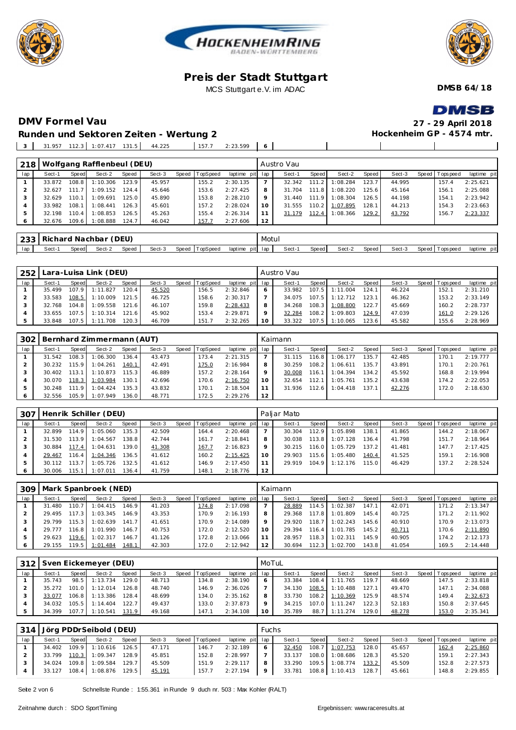# Preis der Stadt Stuttgart

MCS Stuttgart e.V. im ADAC

**DMSB 64/18**

## DMV Formel Vau

**27 - 29 April 2018**

### Runden und Sektoren Zeiten - Wertung 2

**Hockenheim GP - 4574 mtr.**

| 3 | 31.957 | 112.3 | 1:07.417 | 131.5 | 44.225 | | 157.7 | 2:23.599 | 6 | | | | | | | | |
|---|---|---|---|---|---|---|---|---|---|---|---|---|---|---|---|---|---|

| 218 | Wolfgang Rafflenbeul (DEU) | | | | | | | | Austro Vau | | | | | | | | |
|---|---|---|---|---|---|---|---|---|---|---|---|---|---|---|---|---|---|
| lap | Sect-1 | Speed | Sect-2 | Speed | Sect-3 | Speed | TopSpeed | laptime pit | lap | Sect-1 | Speed | Sect-2 | Speed | Sect-3 | Speed | Topspeed | laptime pit |
| 1 | 33.872 | 108.8 | 1:10.306 | 123.9 | 45.957 | | 155.2 | 2:30.135 | 7 | 32.342 | 111.2 | 1:08.284 | 123.7 | 44.995 | | 157.4 | 2:25.621 |
| 2 | 32.627 | 111.7 | 1:09.152 | 124.4 | 45.646 | | 153.6 | 2:27.425 | 8 | 31.704 | 111.8 | 1:08.220 | 125.6 | 45.164 | | 156.1 | 2:25.088 |
| 3 | 32.629 | 110.1 | 1:09.691 | 125.0 | 45.890 | | 153.8 | 2:28.210 | 9 | 31.440 | 111.9 | 1:08.304 | 126.5 | 44.198 | | 154.1 | 2:23.942 |
| 4 | 33.982 | 108.1 | 1:08.441 | 126.3 | 45.601 | | 157.2 | 2:28.024 | 10 | 31.555 | 110.2 | 1:07.895 | 128.1 | 44.213 | | 154.3 | 2:23.663 |
| 5 | 32.198 | 110.4 | 1:08.853 | 126.5 | 45.263 | | 155.4 | 2:26.314 | 11 | 31.179 | 112.4 | 1:08.366 | 129.2 | 43.792 | | 156.7 | 2:23.337 |
| 6 | 32.676 | 109.6 | 1:08.888 | 124.7 | 46.042 | | 157.7 | 2:27.606 | 12 | | | | | | | | |

| 233 | Richard Nachbar (DEU) | | | | | | | | Motul | | | | | | | | |
|---|---|---|---|---|---|---|---|---|---|---|---|---|---|---|---|---|---|
| lap | Sect-1 | Speed | Sect-2 | Speed | Sect-3 | Speed | TopSpeed | laptime pit | lap | Sect-1 | Speed | Sect-2 | Speed | Sect-3 | Speed | Topspeed | laptime pit |

| 252 | Lara-Luisa Link (DEU) | | | | | | | | Austro Vau | | | | | | | | |
|---|---|---|---|---|---|---|---|---|---|---|---|---|---|---|---|---|---|
| lap | Sect-1 | Speed | Sect-2 | Speed | Sect-3 | Speed | TopSpeed | laptime pit | lap | Sect-1 | Speed | Sect-2 | Speed | Sect-3 | Speed | Topspeed | laptime pit |
| 1 | 35.499 | 107.9 | 1:11.827 | 120.4 | 45.520 | | 156.5 | 2:32.846 | 6 | 33.982 | 107.5 | 1:11.004 | 124.1 | 46.224 | | 152.1 | 2:31.210 |
| 2 | 33.583 | 108.5 | 1:10.009 | 121.5 | 46.725 | | 158.6 | 2:30.317 | 7 | 34.075 | 107.5 | 1:12.712 | 123.1 | 46.362 | | 153.2 | 2:33.149 |
| 3 | 32.768 | 104.8 | 1:09.558 | 121.6 | 46.107 | | 159.8 | 2:28.433 | 8 | 34.268 | 108.3 | 1:08.800 | 122.7 | 45.669 | | 160.2 | 2:28.737 |
| 4 | 33.655 | 107.5 | 1:10.314 | 121.6 | 45.902 | | 153.4 | 2:29.871 | 9 | 32.284 | 108.2 | 1:09.803 | 124.9 | 47.039 | | 161.0 | 2:29.126 |
| 5 | 33.848 | 107.5 | 1:11.708 | 120.3 | 46.709 | | 151.7 | 2:32.265 | 10 | 33.322 | 107.5 | 1:10.065 | 123.6 | 45.582 | | 155.6 | 2:28.969 |

| 302 | Bernhard Zimmermann (AUT) | | | | | | | | Kaimann | | | | | | | | |
|---|---|---|---|---|---|---|---|---|---|---|---|---|---|---|---|---|---|
| lap | Sect-1 | Speed | Sect-2 | Speed | Sect-3 | Speed | TopSpeed | laptime pit | lap | Sect-1 | Speed | Sect-2 | Speed | Sect-3 | Speed | Topspeed | laptime pit |
| 1 | 31.542 | 108.3 | 1:06.300 | 136.4 | 43.473 | | 173.4 | 2:21.315 | 7 | 31.115 | 116.8 | 1:06.177 | 135.7 | 42.485 | | 170.1 | 2:19.777 |
| 2 | 30.232 | 115.9 | 1:04.261 | 140.1 | 42.491 | | 175.0 | 2:16.984 | 8 | 30.259 | 108.2 | 1:06.611 | 135.7 | 43.891 | | 170.1 | 2:20.761 |
| 3 | 30.402 | 113.1 | 1:10.873 | 115.3 | 46.889 | | 157.2 | 2:28.164 | 9 | 30.008 | 116.1 | 1:04.394 | 134.2 | 45.592 | | 168.8 | 2:19.994 |
| 4 | 30.070 | 118.3 | 1:03.984 | 130.1 | 42.696 | | 170.6 | 2:16.750 | 10 | 32.654 | 112.1 | 1:05.761 | 135.2 | 43.638 | | 174.2 | 2:22.053 |
| 5 | 30.248 | 111.9 | 1:04.424 | 135.3 | 43.832 | | 170.1 | 2:18.504 | 11 | 31.936 | 112.6 | 1:04.418 | 137.1 | 42.276 | | 172.0 | 2:18.630 |
| 6 | 32.556 | 105.9 | 1:07.949 | 136.0 | 48.771 | | 172.5 | 2:29.276 | 12 | | | | | | | | |

| 307 | Henrik Schiller (DEU) | | | | | | | | Paljar Mato | | | | | | | | |
|---|---|---|---|---|---|---|---|---|---|---|---|---|---|---|---|---|---|
| lap | Sect-1 | Speed | Sect-2 | Speed | Sect-3 | Speed | TopSpeed | laptime pit | lap | Sect-1 | Speed | Sect-2 | Speed | Sect-3 | Speed | Topspeed | laptime pit |
| 1 | 32.899 | 114.9 | 1:05.060 | 135.3 | 42.509 | | 164.4 | 2:20.468 | 7 | 30.304 | 112.9 | 1:05.898 | 138.1 | 41.865 | | 144.2 | 2:18.067 |
| 2 | 31.530 | 113.9 | 1:05.597 | 138.8 | 42.744 | | 161.7 | 2:18.841 | 8 | 30.038 | 113.8 | 1:07.128 | 136.4 | 41.798 | | 151.7 | 2:18.964 |
| 3 | 30.884 | 117.4 | 1:04.631 | 139.0 | 41.308 | | 167.7 | 2:16.823 | 9 | 30.215 | 116.0 | 1:05.729 | 137.2 | 41.481 | | 147.7 | 2:17.425 |
| 4 | 29.467 | 116.4 | 1:04.346 | 136.5 | 41.612 | | 160.2 | 2:15.425 | 10 | 29.903 | 115.6 | 1:05.480 | 140.4 | 41.525 | | 159.1 | 2:16.908 |
| 5 | 30.112 | 113.7 | 1:05.726 | 132.5 | 41.612 | | 146.9 | 2:17.450 | 11 | 29.919 | 104.9 | 1:12.176 | 115.0 | 46.429 | | 137.2 | 2:28.524 |
| 6 | 30.006 | 115.1 | 1:07.011 | 136.4 | 41.759 | | 148.1 | 2:18.776 | 12 | | | | | | | | |

| 309 | Mark Spanbroek (NED) | | | | | | | | Kaimann | | | | | | | | |
|---|---|---|---|---|---|---|---|---|---|---|---|---|---|---|---|---|---|
| lap | Sect-1 | Speed | Sect-2 | Speed | Sect-3 | Speed | TopSpeed | laptime pit | lap | Sect-1 | Speed | Sect-2 | Speed | Sect-3 | Speed | Topspeed | laptime pit |
| 1 | 31.480 | 110.7 | 1:04.415 | 146.9 | 41.203 | | 174.8 | 2:17.098 | 7 | 28.889 | 114.5 | 1:02.387 | 147.1 | 42.071 | | 171.2 | 2:13.347 |
| 2 | 29.495 | 117.3 | 1:03.345 | 146.9 | 43.353 | | 170.9 | 2:16.193 | 8 | 29.368 | 117.8 | 1:01.809 | 145.4 | 40.725 | | 171.2 | 2:11.902 |
| 3 | 29.799 | 115.3 | 1:02.639 | 141.7 | 41.651 | | 170.9 | 2:14.089 | 9 | 29.920 | 118.7 | 1:02.243 | 145.6 | 40.910 | | 170.9 | 2:13.073 |
| 4 | 29.777 | 116.8 | 1:01.990 | 146.7 | 40.753 | | 172.0 | 2:12.520 | 10 | 29.394 | 116.4 | 1:01.785 | 145.2 | 40.711 | | 170.6 | 2:11.890 |
| 5 | 29.623 | 119.6 | 1:02.317 | 146.7 | 41.126 | | 172.8 | 2:13.066 | 11 | 28.957 | 118.3 | 1:02.311 | 145.9 | 40.905 | | 174.2 | 2:12.173 |
| 6 | 29.155 | 119.5 | 1:01.484 | 148.1 | 42.303 | | 172.0 | 2:12.942 | 12 | 30.694 | 112.3 | 1:02.700 | 143.8 | 41.054 | | 169.5 | 2:14.448 |

| 312 | Sven Eickemeyer (DEU) | | | | | | | | MoTuL | | | | | | | | |
|---|---|---|---|---|---|---|---|---|---|---|---|---|---|---|---|---|---|
| lap | Sect-1 | Speed | Sect-2 | Speed | Sect-3 | Speed | TopSpeed | laptime pit | lap | Sect-1 | Speed | Sect-2 | Speed | Sect-3 | Speed | Topspeed | laptime pit |
| 1 | 35.743 | 98.5 | 1:13.734 | 129.0 | 48.713 | | 134.8 | 2:38.190 | 6 | 33.384 | 108.4 | 1:11.765 | 119.7 | 48.669 | | 147.5 | 2:33.818 |
| 2 | 35.272 | 101.0 | 1:12.014 | 126.8 | 48.740 | | 146.9 | 2:36.026 | 7 | 34.130 | 108.5 | 1:10.488 | 127.1 | 49.470 | | 147.1 | 2:34.088 |
| 3 | 33.077 | 106.8 | 1:13.386 | 128.4 | 48.699 | | 134.0 | 2:35.162 | 8 | 33.730 | 108.2 | 1:10.369 | 125.9 | 48.574 | | 149.4 | 2:32.673 |
| 4 | 34.032 | 105.5 | 1:14.404 | 122.7 | 49.437 | | 133.0 | 2:37.873 | 9 | 34.215 | 107.0 | 1:11.247 | 122.3 | 52.183 | | 150.8 | 2:37.645 |
| 5 | 34.399 | 107.7 | 1:10.541 | 131.9 | 49.168 | | 147.1 | 2:34.108 | 10 | 35.789 | 88.7 | 1:11.274 | 129.0 | 48.278 | | 153.0 | 2:35.341 |

| 314 | Jörg PDDrSeibold (DEU) | | | | | | | | Fuchs | | | | | | | | |
|---|---|---|---|---|---|---|---|---|---|---|---|---|---|---|---|---|---|
| lap | Sect-1 | Speed | Sect-2 | Speed | Sect-3 | Speed | TopSpeed | laptime pit | lap | Sect-1 | Speed | Sect-2 | Speed | Sect-3 | Speed | Topspeed | laptime pit |
| 1 | 34.402 | 109.9 | 1:10.616 | 126.5 | 47.171 | | 146.7 | 2:32.189 | 6 | 32.450 | 108.7 | 1:07.753 | 128.0 | 45.657 | | 162.4 | 2:25.860 |
| 2 | 33.799 | 110.3 | 1:09.347 | 128.9 | 45.851 | | 152.8 | 2:28.997 | 7 | 33.137 | 108.0 | 1:08.686 | 128.3 | 45.520 | | 159.1 | 2:27.343 |
| 3 | 34.024 | 109.8 | 1:09.584 | 129.7 | 45.509 | | 151.9 | 2:29.117 | 8 | 33.290 | 109.5 | 1:08.774 | 133.2 | 45.509 | | 152.8 | 2:27.573 |
| 4 | 33.127 | 108.4 | 1:08.876 | 129.5 | 45.191 | | 157.7 | 2:27.194 | 9 | 33.781 | 108.8 | 1:10.413 | 128.7 | 45.661 | | 148.8 | 2:29.855 |

Schnellste Runde : 1:55.361 in Runde 9 duch nr. 503 : Max Kohler (RALT)

Zeitnahme durch : SDO SportTiming

Ergebnissen: www.raceresults.at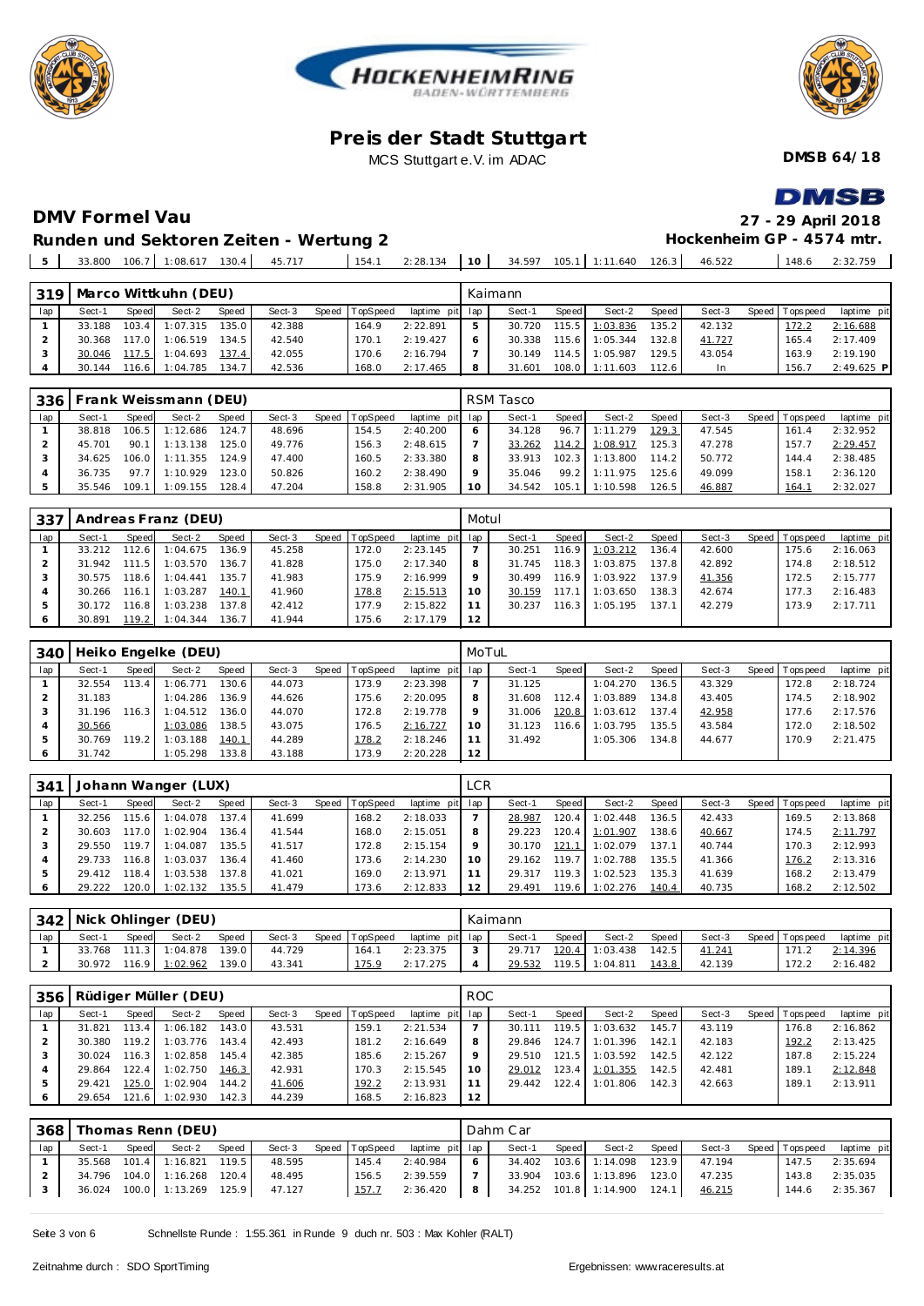# Preis der Stadt Stuttgart

MCS Stuttgart e.V. im ADAC

**DMSB 64/18**

## DMV Formel Vau

**27 - 29 April 2018**

### Runden und Sektoren Zeiten - Wertung 2

**Hockenheim GP - 4574 mtr.**

| 5 | 33.800 | 106.7 | 1:08.617 | 130.4 | 45.717 | | 154.1 | 2:28.134 | 10 | 34.597 | 105.1 | 1:11.640 | 126.3 | 46.522 | | 148.6 | 2:32.759 |
|---|---|---|---|---|---|---|---|---|---|---|---|---|---|---|---|---|---|

**319 Marco Wittkuhn (DEU)** — Kaimann

| lap | Sect-1 | Speed | Sect-2 | Speed | Sect-3 | Speed | TopSpeed | laptime pit | lap | Sect-1 | Speed | Sect-2 | Speed | Sect-3 | Speed | Topspeed | laptime pit |
|---|---|---|---|---|---|---|---|---|---|---|---|---|---|---|---|---|---|
| 1 | 33.188 | 103.4 | 1:07.315 | 135.0 | 42.388 | | 164.9 | 2:22.891 | 5 | 30.720 | 115.5 | 1:03.836 | 135.2 | 42.132 | | 172.2 | 2:16.688 |
| 2 | 30.368 | 117.0 | 1:06.519 | 134.5 | 42.540 | | 170.1 | 2:19.427 | 6 | 30.338 | 115.6 | 1:05.344 | 132.8 | 41.727 | | 165.4 | 2:17.409 |
| 3 | 30.046 | 117.5 | 1:04.693 | 137.4 | 42.055 | | 170.6 | 2:16.794 | 7 | 30.149 | 114.5 | 1:05.987 | 129.5 | 43.054 | | 163.9 | 2:19.190 |
| 4 | 30.144 | 116.6 | 1:04.785 | 134.7 | 42.536 | | 168.0 | 2:17.465 | 8 | 31.601 | 108.0 | 1:11.603 | 112.6 | In | | 156.7 | 2:49.625 P |

**336 Frank Weissmann (DEU)** — RSM Tasco

| lap | Sect-1 | Speed | Sect-2 | Speed | Sect-3 | Speed | TopSpeed | laptime pit | lap | Sect-1 | Speed | Sect-2 | Speed | Sect-3 | Speed | Topspeed | laptime pit |
|---|---|---|---|---|---|---|---|---|---|---|---|---|---|---|---|---|---|
| 1 | 38.818 | 106.5 | 1:12.686 | 124.7 | 48.696 | | 154.5 | 2:40.200 | 6 | 34.128 | 96.7 | 1:11.279 | 129.3 | 47.545 | | 161.4 | 2:32.952 |
| 2 | 45.701 | 90.1 | 1:13.138 | 125.0 | 49.776 | | 156.3 | 2:48.615 | 7 | 33.262 | 114.2 | 1:08.917 | 125.3 | 47.278 | | 157.7 | 2:29.457 |
| 3 | 34.625 | 106.0 | 1:11.355 | 124.9 | 47.400 | | 160.5 | 2:33.380 | 8 | 33.913 | 102.3 | 1:13.800 | 114.2 | 50.772 | | 144.4 | 2:38.485 |
| 4 | 36.735 | 97.7 | 1:10.929 | 123.0 | 50.826 | | 160.2 | 2:38.490 | 9 | 35.046 | 99.2 | 1:11.975 | 125.6 | 49.099 | | 158.1 | 2:36.120 |
| 5 | 35.546 | 109.1 | 1:09.155 | 128.4 | 47.204 | | 158.8 | 2:31.905 | 10 | 34.542 | 105.1 | 1:10.598 | 126.5 | 46.887 | | 164.1 | 2:32.027 |

**337 Andreas Franz (DEU)** — Motul

| lap | Sect-1 | Speed | Sect-2 | Speed | Sect-3 | Speed | TopSpeed | laptime pit | lap | Sect-1 | Speed | Sect-2 | Speed | Sect-3 | Speed | Topspeed | laptime pit |
|---|---|---|---|---|---|---|---|---|---|---|---|---|---|---|---|---|---|
| 1 | 33.212 | 112.6 | 1:04.675 | 136.9 | 45.258 | | 172.0 | 2:23.145 | 7 | 30.251 | 116.9 | 1:03.212 | 136.4 | 42.600 | | 175.6 | 2:16.063 |
| 2 | 31.942 | 115.5 | 1:03.570 | 136.7 | 41.828 | | 175.0 | 2:17.340 | 8 | 31.745 | 118.3 | 1:03.875 | 137.8 | 42.892 | | 174.8 | 2:18.512 |
| 3 | 30.575 | 118.6 | 1:04.441 | 135.7 | 41.983 | | 175.9 | 2:16.999 | 9 | 30.499 | 116.9 | 1:03.922 | 137.9 | 41.356 | | 172.5 | 2:15.777 |
| 4 | 30.266 | 116.1 | 1:03.287 | 140.1 | 41.960 | | 178.8 | 2:15.513 | 10 | 30.159 | 117.1 | 1:03.650 | 138.3 | 42.674 | | 177.3 | 2:16.483 |
| 5 | 30.172 | 116.8 | 1:03.238 | 137.8 | 42.412 | | 177.9 | 2:15.822 | 11 | 30.237 | 116.3 | 1:05.195 | 137.1 | 42.279 | | 173.9 | 2:17.711 |
| 6 | 30.891 | 119.2 | 1:04.344 | 136.7 | 41.944 | | 175.6 | 2:17.179 | 12 | | | | | | | | |

**340 Heiko Engelke (DEU)** — MoTuL

| lap | Sect-1 | Speed | Sect-2 | Speed | Sect-3 | Speed | TopSpeed | laptime pit | lap | Sect-1 | Speed | Sect-2 | Speed | Sect-3 | Speed | Topspeed | laptime pit |
|---|---|---|---|---|---|---|---|---|---|---|---|---|---|---|---|---|---|
| 1 | 32.554 | 113.4 | 1:06.771 | 130.6 | 44.073 | | 173.9 | 2:23.398 | 7 | 31.125 | | 1:04.270 | 136.5 | 43.329 | | 172.8 | 2:18.724 |
| 2 | 31.183 | | 1:04.286 | 136.9 | 44.626 | | 175.6 | 2:20.095 | 8 | 31.608 | 112.4 | 1:03.889 | 134.8 | 43.405 | | 174.5 | 2:18.902 |
| 3 | 31.196 | 116.3 | 1:04.512 | 136.0 | 44.070 | | 172.8 | 2:19.778 | 9 | 31.006 | 120.8 | 1:03.612 | 137.4 | 42.958 | | 177.6 | 2:17.576 |
| 4 | 30.566 | | 1:03.086 | 138.5 | 43.075 | | 176.5 | 2:16.727 | 10 | 31.123 | 116.6 | 1:03.795 | 135.5 | 43.584 | | 172.0 | 2:18.502 |
| 5 | 30.769 | 119.2 | 1:03.188 | 140.1 | 44.289 | | 178.2 | 2:18.246 | 11 | 31.492 | | 1:05.306 | 134.8 | 44.677 | | 170.9 | 2:21.475 |
| 6 | 31.742 | | 1:05.298 | 133.8 | 43.188 | | 173.9 | 2:20.228 | 12 | | | | | | | | |

**341 Johann Wanger (LUX)** — LCR

| lap | Sect-1 | Speed | Sect-2 | Speed | Sect-3 | Speed | TopSpeed | laptime pit | lap | Sect-1 | Speed | Sect-2 | Speed | Sect-3 | Speed | Topspeed | laptime pit |
|---|---|---|---|---|---|---|---|---|---|---|---|---|---|---|---|---|---|
| 1 | 32.256 | 115.6 | 1:04.078 | 137.4 | 41.699 | | 168.2 | 2:18.033 | 7 | 28.987 | 120.4 | 1:02.448 | 136.5 | 42.433 | | 169.5 | 2:13.868 |
| 2 | 30.603 | 117.0 | 1:02.904 | 136.4 | 41.544 | | 168.0 | 2:15.051 | 8 | 29.223 | 120.4 | 1:01.907 | 138.6 | 40.667 | | 174.5 | 2:11.797 |
| 3 | 29.550 | 119.7 | 1:04.087 | 135.5 | 41.517 | | 172.8 | 2:15.154 | 9 | 30.170 | 121.1 | 1:02.079 | 137.1 | 40.744 | | 170.3 | 2:12.993 |
| 4 | 29.733 | 116.8 | 1:03.037 | 136.4 | 41.460 | | 173.6 | 2:14.230 | 10 | 29.162 | 119.7 | 1:02.788 | 135.5 | 41.366 | | 176.2 | 2:13.316 |
| 5 | 29.412 | 118.4 | 1:03.538 | 137.8 | 41.021 | | 169.0 | 2:13.971 | 11 | 29.317 | 119.3 | 1:02.523 | 135.3 | 41.639 | | 168.2 | 2:13.479 |
| 6 | 29.222 | 120.0 | 1:02.132 | 135.5 | 41.479 | | 173.6 | 2:12.833 | 12 | 29.491 | 119.6 | 1:02.276 | 140.4 | 40.735 | | 168.2 | 2:12.502 |

**342 Nick Ohlinger (DEU)** — Kaimann

| lap | Sect-1 | Speed | Sect-2 | Speed | Sect-3 | Speed | TopSpeed | laptime pit | lap | Sect-1 | Speed | Sect-2 | Speed | Sect-3 | Speed | Topspeed | laptime pit |
|---|---|---|---|---|---|---|---|---|---|---|---|---|---|---|---|---|---|
| 1 | 33.768 | 111.3 | 1:04.878 | 139.0 | 44.729 | | 164.1 | 2:23.375 | 3 | 29.717 | 120.4 | 1:03.438 | 142.5 | 41.241 | | 171.2 | 2:14.396 |
| 2 | 30.972 | 116.9 | 1:02.962 | 139.0 | 43.341 | | 175.9 | 2:17.275 | 4 | 29.532 | 119.5 | 1:04.811 | 143.8 | 42.139 | | 172.2 | 2:16.482 |

**356 Rüdiger Müller (DEU)** — ROC

| lap | Sect-1 | Speed | Sect-2 | Speed | Sect-3 | Speed | TopSpeed | laptime pit | lap | Sect-1 | Speed | Sect-2 | Speed | Sect-3 | Speed | Topspeed | laptime pit |
|---|---|---|---|---|---|---|---|---|---|---|---|---|---|---|---|---|---|
| 1 | 31.821 | 113.4 | 1:06.182 | 143.0 | 43.531 | | 159.1 | 2:21.534 | 7 | 30.111 | 119.5 | 1:03.632 | 145.7 | 43.119 | | 176.8 | 2:16.862 |
| 2 | 30.380 | 119.2 | 1:03.776 | 143.4 | 42.493 | | 181.2 | 2:16.649 | 8 | 29.846 | 124.7 | 1:01.396 | 142.1 | 42.183 | | 192.2 | 2:13.425 |
| 3 | 30.024 | 116.3 | 1:02.858 | 145.4 | 42.385 | | 185.6 | 2:15.267 | 9 | 29.510 | 121.5 | 1:03.592 | 142.5 | 42.122 | | 187.8 | 2:15.224 |
| 4 | 29.864 | 122.4 | 1:02.750 | 146.3 | 42.931 | | 170.3 | 2:15.545 | 10 | 29.012 | 123.4 | 1:01.355 | 142.5 | 42.481 | | 189.1 | 2:12.848 |
| 5 | 29.421 | 125.0 | 1:02.904 | 144.2 | 41.606 | | 192.2 | 2:13.931 | 11 | 29.442 | 122.4 | 1:01.806 | 142.3 | 42.663 | | 189.1 | 2:13.911 |
| 6 | 29.654 | 121.6 | 1:02.930 | 142.3 | 44.239 | | 168.5 | 2:16.823 | 12 | | | | | | | | |

**368 Thomas Renn (DEU)** — Dahm Car

| lap | Sect-1 | Speed | Sect-2 | Speed | Sect-3 | Speed | TopSpeed | laptime pit | lap | Sect-1 | Speed | Sect-2 | Speed | Sect-3 | Speed | Topspeed | laptime pit |
|---|---|---|---|---|---|---|---|---|---|---|---|---|---|---|---|---|---|
| 1 | 35.568 | 101.4 | 1:16.821 | 119.5 | 48.595 | | 145.4 | 2:40.984 | 6 | 34.402 | 103.6 | 1:14.098 | 123.9 | 47.194 | | 147.5 | 2:35.694 |
| 2 | 34.796 | 104.0 | 1:16.268 | 120.4 | 48.495 | | 156.5 | 2:39.559 | 7 | 33.904 | 103.6 | 1:13.896 | 123.0 | 47.235 | | 143.8 | 2:35.035 |
| 3 | 36.024 | 100.0 | 1:13.269 | 125.9 | 47.127 | | 157.7 | 2:36.420 | 8 | 34.252 | 101.8 | 1:14.900 | 124.1 | 46.215 | | 144.6 | 2:35.367 |

Schnellste Runde : 1:55.361 in Runde 9 duch nr. 503 : Max Kohler (RALT)

Zeitnahme durch : SDO SportTiming

Ergebnissen: www.raceresults.at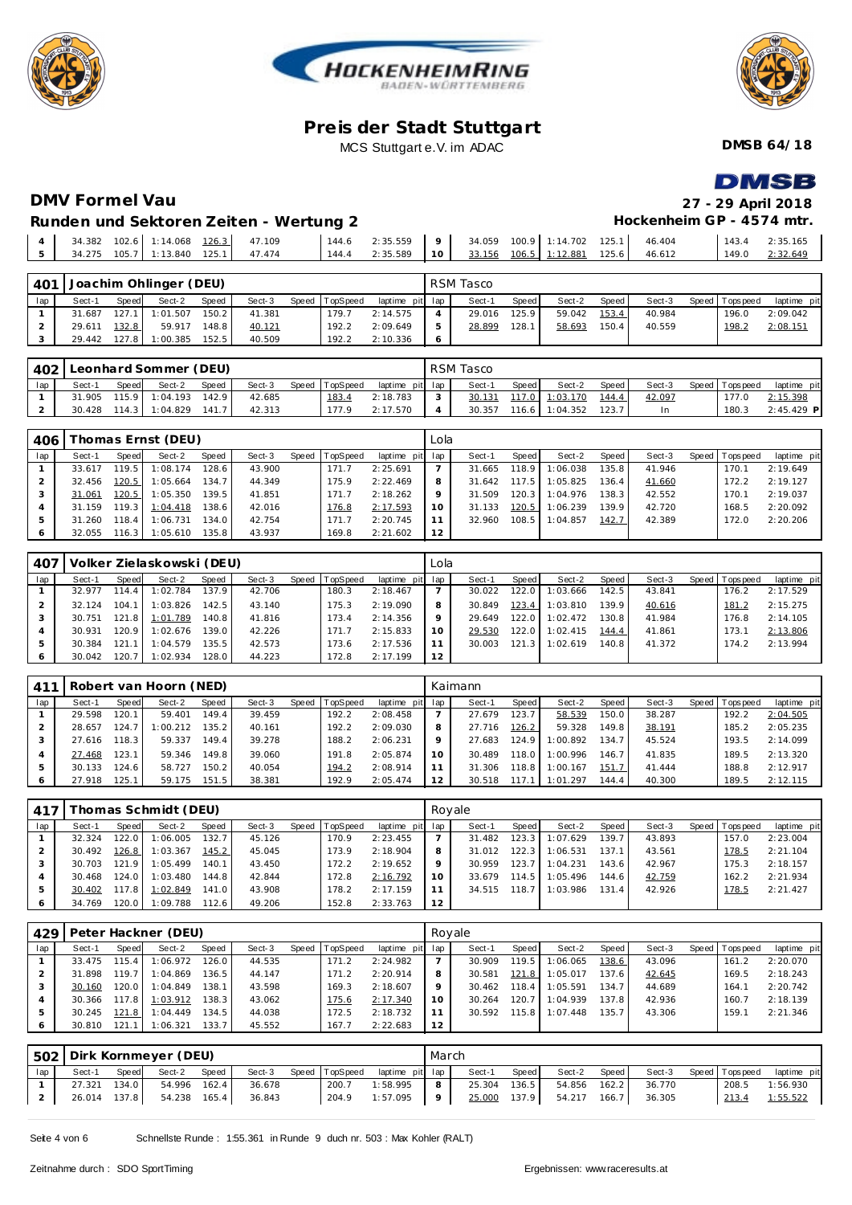# Preis der Stadt Stuttgart

MCS Stuttgart e.V. im ADAC

**DMSB 64/18**

## DMV Formel Vau

**27 - 29 April 2018**

### Runden und Sektoren Zeiten - Wertung 2

**Hockenheim GP - 4574 mtr.**

| lap | Sect-1 | Speed | Sect-2 | Speed | Sect-3 | Speed | TopSpeed | laptime pit | lap | Sect-1 | Speed | Sect-2 | Speed | Sect-3 | Speed | Topspeed | laptime pit |
|---|---|---|---|---|---|---|---|---|---|---|---|---|---|---|---|---|---|
| 4 | 34.382 | 102.6 | 1:14.068 | 126.3 | 47.109 | | 144.6 | 2:35.559 | 9 | 34.059 | 100.9 | 1:14.702 | 125.1 | 46.404 | | 143.4 | 2:35.165 |
| 5 | 34.275 | 105.7 | 1:13.840 | 125.1 | 47.474 | | 144.4 | 2:35.589 | 10 | 33.156 | 106.5 | 1:12.881 | 125.6 | 46.612 | | 149.0 | 2:32.649 |

### 401 Joachim Ohlinger (DEU) — RSM Tasco

| lap | Sect-1 | Speed | Sect-2 | Speed | Sect-3 | Speed | TopSpeed | laptime pit | lap | Sect-1 | Speed | Sect-2 | Speed | Sect-3 | Speed | Topspeed | laptime pit |
|---|---|---|---|---|---|---|---|---|---|---|---|---|---|---|---|---|---|
| 1 | 31.687 | 127.1 | 1:01.507 | 150.2 | 41.381 | | 179.7 | 2:14.575 | 4 | 29.016 | 125.9 | 59.042 | 153.4 | 40.984 | | 196.0 | 2:09.042 |
| 2 | 29.611 | 132.8 | 59.917 | 148.8 | 40.121 | | 192.2 | 2:09.649 | 5 | 28.899 | 128.1 | 58.693 | 150.4 | 40.559 | | 198.2 | 2:08.151 |
| 3 | 29.442 | 127.8 | 1:00.385 | 152.5 | 40.509 | | 192.2 | 2:10.336 | 6 | | | | | | | | |

### 402 Leonhard Sommer (DEU) — RSM Tasco

| lap | Sect-1 | Speed | Sect-2 | Speed | Sect-3 | Speed | TopSpeed | laptime pit | lap | Sect-1 | Speed | Sect-2 | Speed | Sect-3 | Speed | Topspeed | laptime pit |
|---|---|---|---|---|---|---|---|---|---|---|---|---|---|---|---|---|---|
| 1 | 31.905 | 115.9 | 1:04.193 | 142.9 | 42.685 | | 183.4 | 2:18.783 | 3 | 30.131 | 117.0 | 1:03.170 | 144.4 | 42.097 | | 177.0 | 2:15.398 |
| 2 | 30.428 | 114.3 | 1:04.829 | 141.7 | 42.313 | | 177.9 | 2:17.570 | 4 | 30.357 | 116.6 | 1:04.352 | 123.7 | In | | 180.3 | 2:45.429 P |

### 406 Thomas Ernst (DEU) — Lola

| lap | Sect-1 | Speed | Sect-2 | Speed | Sect-3 | Speed | TopSpeed | laptime pit | lap | Sect-1 | Speed | Sect-2 | Speed | Sect-3 | Speed | Topspeed | laptime pit |
|---|---|---|---|---|---|---|---|---|---|---|---|---|---|---|---|---|---|
| 1 | 33.617 | 119.5 | 1:08.174 | 128.6 | 43.900 | | 171.7 | 2:25.691 | 7 | 31.665 | 118.9 | 1:06.038 | 135.8 | 41.946 | | 170.1 | 2:19.649 |
| 2 | 32.456 | 120.5 | 1:05.664 | 134.7 | 44.349 | | 175.9 | 2:22.469 | 8 | 31.642 | 117.5 | 1:05.825 | 136.4 | 41.660 | | 172.2 | 2:19.127 |
| 3 | 31.061 | 120.5 | 1:05.350 | 139.5 | 41.851 | | 171.7 | 2:18.262 | 9 | 31.509 | 120.3 | 1:04.976 | 138.3 | 42.552 | | 170.1 | 2:19.037 |
| 4 | 31.159 | 119.3 | 1:04.418 | 138.6 | 42.016 | | 176.8 | 2:17.593 | 10 | 31.133 | 120.5 | 1:06.239 | 139.9 | 42.720 | | 168.5 | 2:20.092 |
| 5 | 31.260 | 118.4 | 1:06.731 | 134.0 | 42.754 | | 171.7 | 2:20.745 | 11 | 32.960 | 108.5 | 1:04.857 | 142.7 | 42.389 | | 172.0 | 2:20.206 |
| 6 | 32.055 | 116.3 | 1:05.610 | 135.8 | 43.937 | | 169.8 | 2:21.602 | 12 | | | | | | | | |

### 407 Volker Zielaskowski (DEU) — Lola

| lap | Sect-1 | Speed | Sect-2 | Speed | Sect-3 | Speed | TopSpeed | laptime pit | lap | Sect-1 | Speed | Sect-2 | Speed | Sect-3 | Speed | Topspeed | laptime pit |
|---|---|---|---|---|---|---|---|---|---|---|---|---|---|---|---|---|---|
| 1 | 32.977 | 114.4 | 1:02.784 | 137.9 | 42.706 | | 180.3 | 2:18.467 | 7 | 30.022 | 122.0 | 1:03.666 | 142.5 | 43.841 | | 176.2 | 2:17.529 |
| 2 | 32.124 | 104.1 | 1:03.826 | 142.5 | 43.140 | | 175.3 | 2:19.090 | 8 | 30.849 | 123.4 | 1:03.810 | 139.9 | 40.616 | | 181.2 | 2:15.275 |
| 3 | 30.751 | 121.8 | 1:01.789 | 140.8 | 41.816 | | 173.4 | 2:14.356 | 9 | 29.649 | 122.0 | 1:02.472 | 130.8 | 41.984 | | 176.8 | 2:14.105 |
| 4 | 30.931 | 120.9 | 1:02.676 | 139.0 | 42.226 | | 171.7 | 2:15.833 | 10 | 29.530 | 122.0 | 1:02.415 | 144.4 | 41.861 | | 173.1 | 2:13.806 |
| 5 | 30.384 | 121.1 | 1:04.579 | 135.5 | 42.573 | | 173.6 | 2:17.536 | 11 | 30.003 | 121.3 | 1:02.619 | 140.8 | 41.372 | | 174.2 | 2:13.994 |
| 6 | 30.042 | 120.7 | 1:02.934 | 128.0 | 44.223 | | 172.8 | 2:17.199 | 12 | | | | | | | | |

### 411 Robert van Hoorn (NED) — Kaimann

| lap | Sect-1 | Speed | Sect-2 | Speed | Sect-3 | Speed | TopSpeed | laptime pit | lap | Sect-1 | Speed | Sect-2 | Speed | Sect-3 | Speed | Topspeed | laptime pit |
|---|---|---|---|---|---|---|---|---|---|---|---|---|---|---|---|---|---|
| 1 | 29.598 | 120.1 | 59.401 | 149.4 | 39.459 | | 192.2 | 2:08.458 | 7 | 27.679 | 123.7 | 58.539 | 150.0 | 38.287 | | 192.2 | 2:04.505 |
| 2 | 28.657 | 124.7 | 1:00.212 | 135.2 | 40.161 | | 192.2 | 2:09.030 | 8 | 27.716 | 126.2 | 59.328 | 149.8 | 38.191 | | 185.2 | 2:05.235 |
| 3 | 27.616 | 118.3 | 59.337 | 149.4 | 39.278 | | 188.2 | 2:06.231 | 9 | 27.683 | 124.9 | 1:00.892 | 134.7 | 45.524 | | 193.5 | 2:14.099 |
| 4 | 27.468 | 123.1 | 59.346 | 149.8 | 39.060 | | 191.8 | 2:05.874 | 10 | 30.489 | 118.0 | 1:00.996 | 146.7 | 41.835 | | 189.5 | 2:13.320 |
| 5 | 30.133 | 124.6 | 58.727 | 150.2 | 40.054 | | 194.2 | 2:08.914 | 11 | 31.306 | 118.8 | 1:00.167 | 151.7 | 41.444 | | 188.8 | 2:12.917 |
| 6 | 27.918 | 125.1 | 59.175 | 151.5 | 38.381 | | 192.9 | 2:05.474 | 12 | 30.518 | 117.1 | 1:01.297 | 144.4 | 40.300 | | 189.5 | 2:12.115 |

### 417 Thomas Schmidt (DEU) — Royale

| lap | Sect-1 | Speed | Sect-2 | Speed | Sect-3 | Speed | TopSpeed | laptime pit | lap | Sect-1 | Speed | Sect-2 | Speed | Sect-3 | Speed | Topspeed | laptime pit |
|---|---|---|---|---|---|---|---|---|---|---|---|---|---|---|---|---|---|
| 1 | 32.324 | 122.0 | 1:06.005 | 132.7 | 45.126 | | 170.9 | 2:23.455 | 7 | 31.482 | 123.3 | 1:07.629 | 139.7 | 43.893 | | 157.0 | 2:23.004 |
| 2 | 30.492 | 126.8 | 1:03.367 | 145.2 | 45.045 | | 173.9 | 2:18.904 | 8 | 31.012 | 122.3 | 1:06.531 | 137.1 | 43.561 | | 178.5 | 2:21.104 |
| 3 | 30.703 | 121.9 | 1:05.499 | 140.1 | 43.450 | | 172.2 | 2:19.652 | 9 | 30.959 | 123.7 | 1:04.231 | 143.6 | 42.967 | | 175.3 | 2:18.157 |
| 4 | 30.468 | 124.0 | 1:03.480 | 144.8 | 42.844 | | 172.8 | 2:16.792 | 10 | 33.679 | 114.5 | 1:05.496 | 144.6 | 42.759 | | 162.2 | 2:21.934 |
| 5 | 30.402 | 117.8 | 1:02.849 | 141.0 | 43.908 | | 178.2 | 2:17.159 | 11 | 34.515 | 118.7 | 1:03.986 | 131.4 | 42.926 | | 178.5 | 2:21.427 |
| 6 | 34.769 | 120.0 | 1:09.788 | 112.6 | 49.206 | | 152.8 | 2:33.763 | 12 | | | | | | | | |

### 429 Peter Hackner (DEU) — Royale

| lap | Sect-1 | Speed | Sect-2 | Speed | Sect-3 | Speed | TopSpeed | laptime pit | lap | Sect-1 | Speed | Sect-2 | Speed | Sect-3 | Speed | Topspeed | laptime pit |
|---|---|---|---|---|---|---|---|---|---|---|---|---|---|---|---|---|---|
| 1 | 33.475 | 115.4 | 1:06.972 | 126.0 | 44.535 | | 171.2 | 2:24.982 | 7 | 30.909 | 119.5 | 1:06.065 | 138.6 | 43.096 | | 161.2 | 2:20.070 |
| 2 | 31.898 | 119.7 | 1:04.869 | 136.5 | 44.147 | | 171.2 | 2:20.914 | 8 | 30.581 | 121.8 | 1:05.017 | 137.6 | 42.645 | | 169.5 | 2:18.243 |
| 3 | 30.160 | 120.0 | 1:04.849 | 138.1 | 43.598 | | 169.3 | 2:18.607 | 9 | 30.462 | 118.4 | 1:05.591 | 134.7 | 44.689 | | 164.1 | 2:20.742 |
| 4 | 30.366 | 117.8 | 1:03.912 | 138.3 | 43.062 | | 175.6 | 2:17.340 | 10 | 30.264 | 120.7 | 1:04.939 | 137.8 | 42.936 | | 160.7 | 2:18.139 |
| 5 | 30.245 | 121.8 | 1:04.449 | 134.5 | 44.038 | | 172.5 | 2:18.732 | 11 | 30.592 | 115.8 | 1:07.448 | 135.7 | 43.306 | | 159.1 | 2:21.346 |
| 6 | 30.810 | 121.1 | 1:06.321 | 133.7 | 45.552 | | 167.7 | 2:22.683 | 12 | | | | | | | | |

### 502 Dirk Kornmeyer (DEU) — March

| lap | Sect-1 | Speed | Sect-2 | Speed | Sect-3 | Speed | TopSpeed | laptime pit | lap | Sect-1 | Speed | Sect-2 | Speed | Sect-3 | Speed | Topspeed | laptime pit |
|---|---|---|---|---|---|---|---|---|---|---|---|---|---|---|---|---|---|
| 1 | 27.321 | 134.0 | 54.996 | 162.4 | 36.678 | | 200.7 | 1:58.995 | 8 | 25.304 | 136.5 | 54.856 | 162.2 | 36.770 | | 208.5 | 1:56.930 |
| 2 | 26.014 | 137.8 | 54.238 | 165.4 | 36.843 | | 204.9 | 1:57.095 | 9 | 25.000 | 137.9 | 54.217 | 166.7 | 36.305 | | 213.4 | 1:55.522 |

Schnellste Runde : 1:55.361 in Runde 9 duch nr. 503 : Max Kohler (RALT)

Zeitnahme durch : SDO SportTiming — Ergebnissen: www.raceresults.at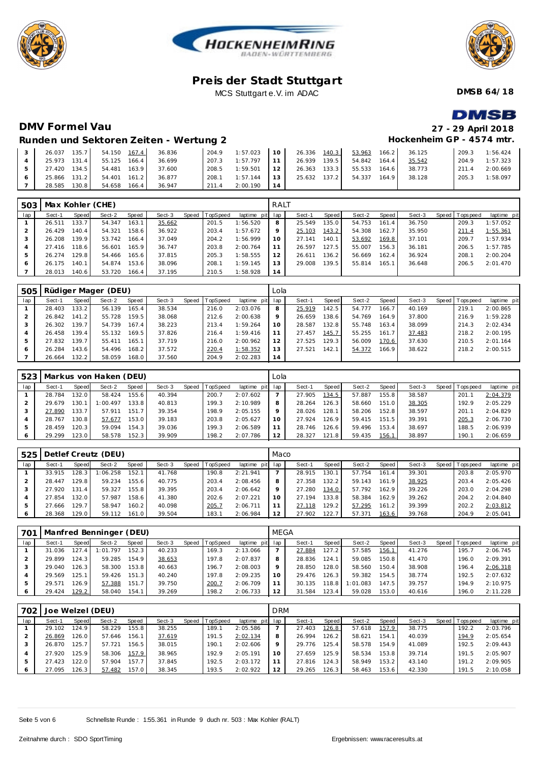# Preis der Stadt Stuttgart

MCS Stuttgart e.V. im ADAC

**DMSB 64/18**

## DMV Formel Vau

**27 - 29 April 2018**

## Runden und Sektoren Zeiten - Wertung 2

**Hockenheim GP - 4574 mtr.**

| lap | Sect-1 | Speed | Sect-2 | Speed | Sect-3 | Speed | TopSpeed | laptime pit | lap | Sect-1 | Speed | Sect-2 | Speed | Sect-3 | Speed | Topspeed | laptime pit |
|---|---|---|---|---|---|---|---|---|---|---|---|---|---|---|---|---|---|
| 3 | 26.037 | 135.7 | 54.150 | 167.4 | 36.836 | | 204.9 | 1:57.023 | 10 | 26.336 | 140.3 | 53.963 | 166.2 | 36.125 | | 209.3 | 1:56.424 |
| 4 | 25.973 | 131.4 | 55.125 | 166.4 | 36.699 | | 207.3 | 1:57.797 | 11 | 26.939 | 139.5 | 54.842 | 164.4 | 35.542 | | 204.9 | 1:57.323 |
| 5 | 27.420 | 134.5 | 54.481 | 163.9 | 37.600 | | 208.5 | 1:59.501 | 12 | 26.363 | 133.3 | 55.533 | 164.6 | 38.773 | | 211.4 | 2:00.669 |
| 6 | 25.866 | 131.2 | 54.401 | 161.2 | 36.877 | | 208.1 | 1:57.144 | 13 | 25.632 | 137.2 | 54.337 | 164.9 | 38.128 | | 205.3 | 1:58.097 |
| 7 | 28.585 | 130.8 | 54.658 | 166.4 | 36.947 | | 211.4 | 2:00.190 | 14 | | | | | | | | |

### 503 Max Kohler (CHE) — RALT

| lap | Sect-1 | Speed | Sect-2 | Speed | Sect-3 | Speed | TopSpeed | laptime pit | lap | Sect-1 | Speed | Sect-2 | Speed | Sect-3 | Speed | Topspeed | laptime pit |
|---|---|---|---|---|---|---|---|---|---|---|---|---|---|---|---|---|---|
| 1 | 26.511 | 133.7 | 54.347 | 163.1 | 35.662 | | 201.5 | 1:56.520 | 8 | 25.549 | 135.0 | 54.753 | 161.4 | 36.750 | | 209.3 | 1:57.052 |
| 2 | 26.429 | 140.4 | 54.321 | 158.6 | 36.922 | | 203.4 | 1:57.672 | 9 | 25.103 | 143.2 | 54.308 | 162.7 | 35.950 | | 211.4 | 1:55.361 |
| 3 | 26.208 | 139.9 | 53.742 | 166.4 | 37.049 | | 204.2 | 1:56.999 | 10 | 27.141 | 140.1 | 53.692 | 169.8 | 37.101 | | 209.7 | 1:57.934 |
| 4 | 27.416 | 118.6 | 56.601 | 165.9 | 36.747 | | 203.8 | 2:00.764 | 11 | 26.597 | 127.5 | 55.007 | 156.3 | 36.181 | | 206.5 | 1:57.785 |
| 5 | 26.274 | 129.8 | 54.466 | 165.6 | 37.815 | | 205.3 | 1:58.555 | 12 | 26.611 | 136.2 | 56.669 | 162.4 | 36.924 | | 208.1 | 2:00.204 |
| 6 | 26.175 | 140.1 | 54.874 | 153.6 | 38.096 | | 208.1 | 1:59.145 | 13 | 29.008 | 139.5 | 55.814 | 165.1 | 36.648 | | 206.5 | 2:01.470 |
| 7 | 28.013 | 140.6 | 53.720 | 166.4 | 37.195 | | 210.5 | 1:58.928 | 14 | | | | | | | | |

### 505 Rüdiger Mager (DEU) — Lola

| lap | Sect-1 | Speed | Sect-2 | Speed | Sect-3 | Speed | TopSpeed | laptime pit | lap | Sect-1 | Speed | Sect-2 | Speed | Sect-3 | Speed | Topspeed | laptime pit |
|---|---|---|---|---|---|---|---|---|---|---|---|---|---|---|---|---|---|
| 1 | 28.403 | 133.2 | 56.139 | 165.4 | 38.534 | | 216.0 | 2:03.076 | 8 | 25.919 | 142.5 | 54.777 | 166.7 | 40.169 | | 219.1 | 2:00.865 |
| 2 | 26.842 | 141.2 | 55.728 | 159.5 | 38.068 | | 212.6 | 2:00.638 | 9 | 26.659 | 138.6 | 54.769 | 164.9 | 37.800 | | 216.9 | 1:59.228 |
| 3 | 26.302 | 139.7 | 54.739 | 167.4 | 38.223 | | 213.4 | 1:59.264 | 10 | 28.587 | 132.8 | 55.748 | 163.4 | 38.099 | | 214.3 | 2:02.434 |
| 4 | 26.458 | 139.4 | 55.132 | 169.5 | 37.826 | | 216.4 | 1:59.416 | 11 | 27.457 | 145.7 | 55.255 | 161.7 | 37.483 | | 218.2 | 2:00.195 |
| 5 | 27.832 | 139.7 | 55.411 | 165.1 | 37.719 | | 216.0 | 2:00.962 | 12 | 27.525 | 129.3 | 56.009 | 170.6 | 37.630 | | 210.5 | 2:01.164 |
| 6 | 26.284 | 143.6 | 54.496 | 168.2 | 37.572 | | 220.4 | 1:58.352 | 13 | 27.521 | 142.1 | 54.372 | 166.9 | 38.622 | | 218.2 | 2:00.515 |
| 7 | 26.664 | 132.2 | 58.059 | 168.0 | 37.560 | | 204.9 | 2:02.283 | 14 | | | | | | | | |

### 523 Markus von Haken (DEU) — Lola

| lap | Sect-1 | Speed | Sect-2 | Speed | Sect-3 | Speed | TopSpeed | laptime pit | lap | Sect-1 | Speed | Sect-2 | Speed | Sect-3 | Speed | Topspeed | laptime pit |
|---|---|---|---|---|---|---|---|---|---|---|---|---|---|---|---|---|---|
| 1 | 28.784 | 132.0 | 58.424 | 155.6 | 40.394 | | 200.7 | 2:07.602 | 7 | 27.905 | 134.5 | 57.887 | 155.8 | 38.587 | | 201.1 | 2:04.379 |
| 2 | 29.679 | 130.1 | 1:00.497 | 133.8 | 40.813 | | 199.3 | 2:10.989 | 8 | 28.264 | 126.3 | 58.660 | 151.0 | 38.305 | | 192.9 | 2:05.229 |
| 3 | 27.890 | 133.7 | 57.911 | 151.7 | 39.354 | | 198.9 | 2:05.155 | 9 | 28.026 | 128.1 | 58.206 | 152.8 | 38.597 | | 201.1 | 2:04.829 |
| 4 | 28.767 | 130.8 | 57.677 | 153.0 | 39.183 | | 203.8 | 2:05.627 | 10 | 27.924 | 126.9 | 59.415 | 151.5 | 39.391 | | 205.3 | 2:06.730 |
| 5 | 28.459 | 120.3 | 59.094 | 154.3 | 39.036 | | 199.3 | 2:06.589 | 11 | 28.746 | 126.6 | 59.496 | 153.4 | 38.697 | | 188.5 | 2:06.939 |
| 6 | 29.299 | 123.0 | 58.578 | 152.3 | 39.909 | | 198.2 | 2:07.786 | 12 | 28.327 | 121.8 | 59.435 | 156.1 | 38.897 | | 190.1 | 2:06.659 |

### 525 Detlef Creutz (DEU) — Maco

| lap | Sect-1 | Speed | Sect-2 | Speed | Sect-3 | Speed | TopSpeed | laptime pit | lap | Sect-1 | Speed | Sect-2 | Speed | Sect-3 | Speed | Topspeed | laptime pit |
|---|---|---|---|---|---|---|---|---|---|---|---|---|---|---|---|---|---|
| 1 | 33.915 | 128.3 | 1:06.258 | 152.1 | 41.768 | | 190.8 | 2:21.941 | 7 | 28.915 | 130.1 | 57.754 | 161.4 | 39.301 | | 203.8 | 2:05.970 |
| 2 | 28.447 | 129.8 | 59.234 | 155.6 | 40.775 | | 203.4 | 2:08.456 | 8 | 27.358 | 132.2 | 59.143 | 161.9 | 38.925 | | 203.4 | 2:05.426 |
| 3 | 27.920 | 131.4 | 59.327 | 155.8 | 39.395 | | 203.4 | 2:06.642 | 9 | 27.280 | 134.0 | 57.792 | 162.9 | 39.226 | | 203.0 | 2:04.298 |
| 4 | 27.854 | 132.0 | 57.987 | 158.6 | 41.380 | | 202.6 | 2:07.221 | 10 | 27.194 | 133.8 | 58.384 | 162.9 | 39.262 | | 204.2 | 2:04.840 |
| 5 | 27.666 | 129.7 | 58.947 | 160.2 | 40.098 | | 205.7 | 2:06.711 | 11 | 27.118 | 129.2 | 57.295 | 161.2 | 39.399 | | 202.2 | 2:03.812 |
| 6 | 28.368 | 129.0 | 59.112 | 161.0 | 39.504 | | 183.1 | 2:06.984 | 12 | 27.902 | 122.7 | 57.371 | 163.6 | 39.768 | | 204.9 | 2:05.041 |

### 701 Manfred Benninger (DEU) — MEGA

| lap | Sect-1 | Speed | Sect-2 | Speed | Sect-3 | Speed | TopSpeed | laptime pit | lap | Sect-1 | Speed | Sect-2 | Speed | Sect-3 | Speed | Topspeed | laptime pit |
|---|---|---|---|---|---|---|---|---|---|---|---|---|---|---|---|---|---|
| 1 | 31.036 | 127.4 | 1:01.797 | 152.3 | 40.233 | | 169.3 | 2:13.066 | 7 | 27.884 | 127.2 | 57.585 | 156.1 | 41.276 | | 195.7 | 2:06.745 |
| 2 | 29.899 | 124.3 | 59.285 | 154.9 | 38.653 | | 197.8 | 2:07.837 | 8 | 28.836 | 124.1 | 59.085 | 150.8 | 41.470 | | 196.0 | 2:09.391 |
| 3 | 29.040 | 126.3 | 58.300 | 153.8 | 40.663 | | 196.7 | 2:08.003 | 9 | 28.850 | 128.0 | 58.560 | 150.4 | 38.908 | | 196.4 | 2:06.318 |
| 4 | 29.569 | 125.1 | 59.426 | 151.3 | 40.240 | | 197.8 | 2:09.235 | 10 | 29.476 | 126.3 | 59.382 | 154.5 | 38.774 | | 192.5 | 2:07.632 |
| 5 | 29.571 | 126.9 | 57.388 | 151.7 | 39.750 | | 200.7 | 2:06.709 | 11 | 30.135 | 118.8 | 1:01.083 | 147.5 | 39.757 | | 194.9 | 2:10.975 |
| 6 | 29.424 | 129.2 | 58.040 | 154.1 | 39.269 | | 198.2 | 2:06.733 | 12 | 31.584 | 123.4 | 59.028 | 153.0 | 40.616 | | 196.0 | 2:11.228 |

### 702 Joe Welzel (DEU) — DRM

| lap | Sect-1 | Speed | Sect-2 | Speed | Sect-3 | Speed | TopSpeed | laptime pit | lap | Sect-1 | Speed | Sect-2 | Speed | Sect-3 | Speed | Topspeed | laptime pit |
|---|---|---|---|---|---|---|---|---|---|---|---|---|---|---|---|---|---|
| 1 | 29.102 | 124.9 | 58.229 | 155.8 | 38.255 | | 189.1 | 2:05.586 | 7 | 27.403 | 126.8 | 57.618 | 157.9 | 38.775 | | 192.2 | 2:03.796 |
| 2 | 26.869 | 126.0 | 57.646 | 156.1 | 37.619 | | 191.5 | 2:02.134 | 8 | 26.994 | 126.2 | 58.621 | 154.1 | 40.039 | | 194.9 | 2:05.654 |
| 3 | 26.870 | 125.7 | 57.721 | 156.5 | 38.015 | | 190.1 | 2:02.606 | 9 | 29.776 | 125.4 | 58.578 | 154.9 | 41.089 | | 192.5 | 2:09.443 |
| 4 | 27.920 | 125.9 | 58.306 | 157.9 | 38.965 | | 192.9 | 2:05.191 | 10 | 27.659 | 125.9 | 58.534 | 153.8 | 39.714 | | 191.5 | 2:05.907 |
| 5 | 27.423 | 122.0 | 57.904 | 157.7 | 37.845 | | 192.5 | 2:03.172 | 11 | 27.816 | 124.3 | 58.949 | 153.2 | 43.140 | | 191.2 | 2:09.905 |
| 6 | 27.095 | 126.3 | 57.482 | 157.0 | 38.345 | | 193.5 | 2:02.922 | 12 | 29.265 | 126.3 | 58.463 | 153.6 | 42.330 | | 191.5 | 2:10.058 |

Schnellste Runde : 1:55.361 in Runde 9 duch nr. 503 : Max Kohler (RALT)

Zeitnahme durch : SDO SportTiming

Ergebnissen: www.raceresults.at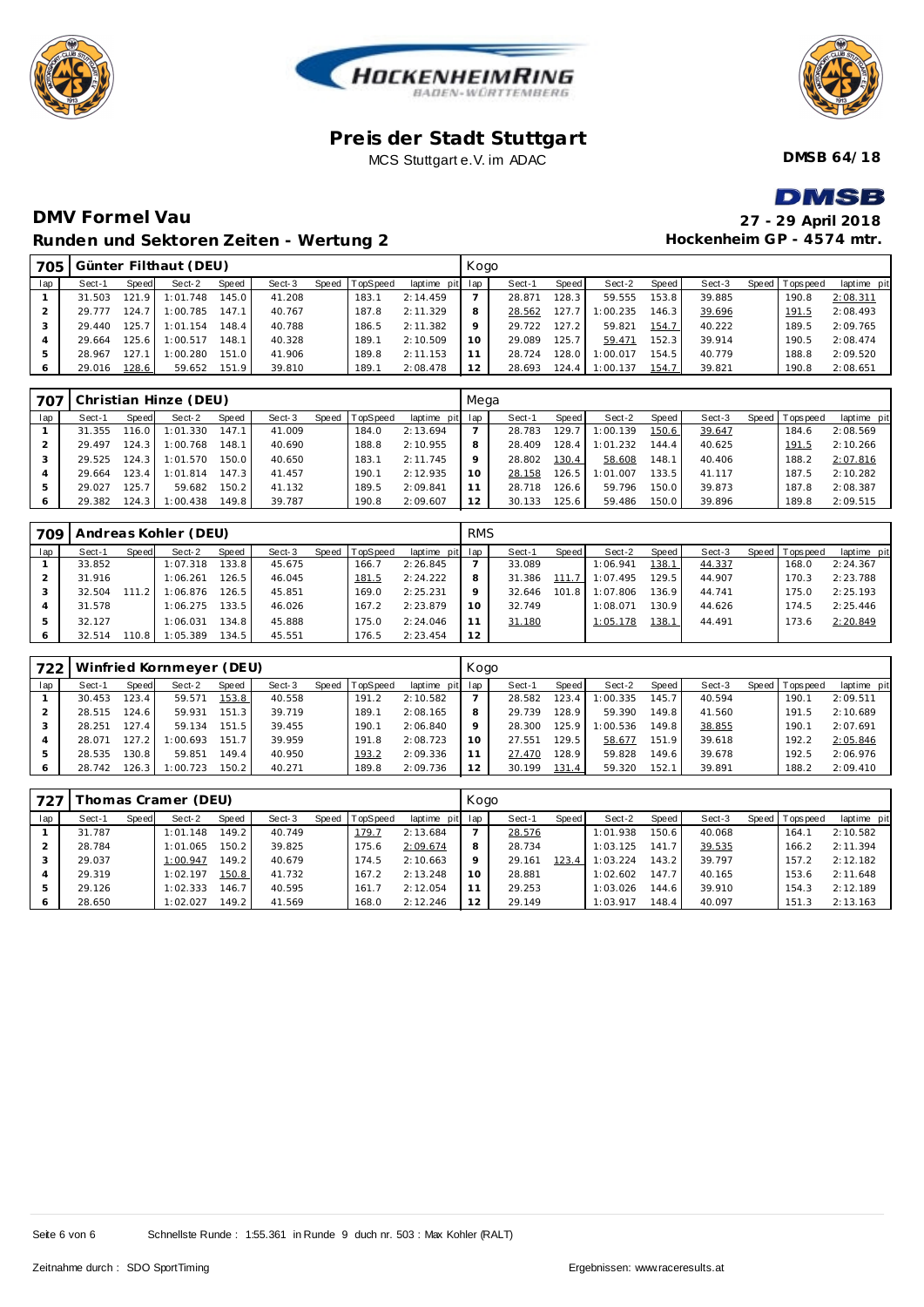# Preis der Stadt Stuttgart

MCS Stuttgart e.V. im ADAC

**DMSB 64/18**

## DMV Formel Vau

**27 - 29 April 2018**

### Runden und Sektoren Zeiten - Wertung 2

**Hockenheim GP - 4574 mtr.**

| 705 | Günter Filthaut (DEU) | | | | | | | | Kogo | | | | | | | | |
|---|---|---|---|---|---|---|---|---|---|---|---|---|---|---|---|---|---|
| lap | Sect-1 | Speed | Sect-2 | Speed | Sect-3 | Speed | TopSpeed | laptime pit | lap | Sect-1 | Speed | Sect-2 | Speed | Sect-3 | Speed | Topspeed | laptime pit |
| 1 | 31.503 | 121.9 | 1:01.748 | 145.0 | 41.208 | | 183.1 | 2:14.459 | 7 | 28.871 | 128.3 | 59.555 | 153.8 | 39.885 | | 190.8 | 2:08.311 |
| 2 | 29.777 | 124.7 | 1:00.785 | 147.1 | 40.767 | | 187.8 | 2:11.329 | 8 | 28.562 | 127.7 | 1:00.235 | 146.3 | 39.696 | | 191.5 | 2:08.493 |
| 3 | 29.440 | 125.7 | 1:01.154 | 148.4 | 40.788 | | 186.5 | 2:11.382 | 9 | 29.722 | 127.2 | 59.821 | 154.7 | 40.222 | | 189.5 | 2:09.765 |
| 4 | 29.664 | 125.6 | 1:00.517 | 148.1 | 40.328 | | 189.1 | 2:10.509 | 10 | 29.089 | 125.7 | 59.471 | 152.3 | 39.914 | | 190.5 | 2:08.474 |
| 5 | 28.967 | 127.1 | 1:00.280 | 151.0 | 41.906 | | 189.8 | 2:11.153 | 11 | 28.724 | 128.0 | 1:00.017 | 154.5 | 40.779 | | 188.8 | 2:09.520 |
| 6 | 29.016 | 128.6 | 59.652 | 151.9 | 39.810 | | 189.1 | 2:08.478 | 12 | 28.693 | 124.4 | 1:00.137 | 154.7 | 39.821 | | 190.8 | 2:08.651 |

| 707 | Christian Hinze (DEU) | | | | | | | | Mega | | | | | | | | |
|---|---|---|---|---|---|---|---|---|---|---|---|---|---|---|---|---|---|
| lap | Sect-1 | Speed | Sect-2 | Speed | Sect-3 | Speed | TopSpeed | laptime pit | lap | Sect-1 | Speed | Sect-2 | Speed | Sect-3 | Speed | Topspeed | laptime pit |
| 1 | 31.355 | 116.0 | 1:01.330 | 147.1 | 41.009 | | 184.0 | 2:13.694 | 7 | 28.783 | 129.7 | 1:00.139 | 150.6 | 39.647 | | 184.6 | 2:08.569 |
| 2 | 29.497 | 124.3 | 1:00.768 | 148.1 | 40.690 | | 188.8 | 2:10.955 | 8 | 28.409 | 128.4 | 1:01.232 | 144.4 | 40.625 | | 191.5 | 2:10.266 |
| 3 | 29.525 | 124.3 | 1:01.570 | 150.0 | 40.650 | | 183.1 | 2:11.745 | 9 | 28.802 | 130.4 | 58.608 | 148.1 | 40.406 | | 188.2 | 2:07.816 |
| 4 | 29.664 | 123.4 | 1:01.814 | 147.3 | 41.457 | | 190.1 | 2:12.935 | 10 | 28.158 | 126.5 | 1:01.007 | 133.5 | 41.117 | | 187.5 | 2:10.282 |
| 5 | 29.027 | 125.7 | 59.682 | 150.2 | 41.132 | | 189.5 | 2:09.841 | 11 | 28.718 | 126.6 | 59.796 | 150.0 | 39.873 | | 187.8 | 2:08.387 |
| 6 | 29.382 | 124.3 | 1:00.438 | 149.8 | 39.787 | | 190.8 | 2:09.607 | 12 | 30.133 | 125.6 | 59.486 | 150.0 | 39.896 | | 189.8 | 2:09.515 |

| 709 | Andreas Kohler (DEU) | | | | | | | | RMS | | | | | | | | |
|---|---|---|---|---|---|---|---|---|---|---|---|---|---|---|---|---|---|
| lap | Sect-1 | Speed | Sect-2 | Speed | Sect-3 | Speed | TopSpeed | laptime pit | lap | Sect-1 | Speed | Sect-2 | Speed | Sect-3 | Speed | Topspeed | laptime pit |
| 1 | 33.852 | | 1:07.318 | 133.8 | 45.675 | | 166.7 | 2:26.845 | 7 | 33.089 | | 1:06.941 | 138.1 | 44.337 | | 168.0 | 2:24.367 |
| 2 | 31.916 | | 1:06.261 | 126.5 | 46.045 | | 181.5 | 2:24.222 | 8 | 31.386 | 111.7 | 1:07.495 | 129.5 | 44.907 | | 170.3 | 2:23.788 |
| 3 | 32.504 | 111.2 | 1:06.876 | 126.5 | 45.851 | | 169.0 | 2:25.231 | 9 | 32.646 | 101.8 | 1:07.806 | 136.9 | 44.741 | | 175.0 | 2:25.193 |
| 4 | 31.578 | | 1:06.275 | 133.5 | 46.026 | | 167.2 | 2:23.879 | 10 | 32.749 | | 1:08.071 | 130.9 | 44.626 | | 174.5 | 2:25.446 |
| 5 | 32.127 | | 1:06.031 | 134.8 | 45.888 | | 175.0 | 2:24.046 | 11 | 31.180 | | 1:05.178 | 138.1 | 44.491 | | 173.6 | 2:20.849 |
| 6 | 32.514 | 110.8 | 1:05.389 | 134.5 | 45.551 | | 176.5 | 2:23.454 | 12 | | | | | | | | |

| 722 | Winfried Kornmeyer (DEU) | | | | | | | | Kogo | | | | | | | | |
|---|---|---|---|---|---|---|---|---|---|---|---|---|---|---|---|---|---|
| lap | Sect-1 | Speed | Sect-2 | Speed | Sect-3 | Speed | TopSpeed | laptime pit | lap | Sect-1 | Speed | Sect-2 | Speed | Sect-3 | Speed | Topspeed | laptime pit |
| 1 | 30.453 | 123.4 | 59.571 | 153.8 | 40.558 | | 191.2 | 2:10.582 | 7 | 28.582 | 123.4 | 1:00.335 | 145.7 | 40.594 | | 190.1 | 2:09.511 |
| 2 | 28.515 | 124.6 | 59.931 | 151.3 | 39.719 | | 189.1 | 2:08.165 | 8 | 29.739 | 128.9 | 59.390 | 149.8 | 41.560 | | 191.5 | 2:10.689 |
| 3 | 28.251 | 127.4 | 59.134 | 151.5 | 39.455 | | 190.1 | 2:06.840 | 9 | 28.300 | 125.9 | 1:00.536 | 149.8 | 38.855 | | 190.1 | 2:07.691 |
| 4 | 28.071 | 127.2 | 1:00.693 | 151.7 | 39.959 | | 191.8 | 2:08.723 | 10 | 27.551 | 129.5 | 58.677 | 151.9 | 39.618 | | 192.2 | 2:05.846 |
| 5 | 28.535 | 130.8 | 59.851 | 149.4 | 40.950 | | 193.2 | 2:09.336 | 11 | 27.470 | 128.9 | 59.828 | 149.6 | 39.678 | | 192.5 | 2:06.976 |
| 6 | 28.742 | 126.3 | 1:00.723 | 150.2 | 40.271 | | 189.8 | 2:09.736 | 12 | 30.199 | 131.4 | 59.320 | 152.1 | 39.891 | | 188.2 | 2:09.410 |

| 727 | Thomas Cramer (DEU) | | | | | | | | Kogo | | | | | | | | |
|---|---|---|---|---|---|---|---|---|---|---|---|---|---|---|---|---|---|
| lap | Sect-1 | Speed | Sect-2 | Speed | Sect-3 | Speed | TopSpeed | laptime pit | lap | Sect-1 | Speed | Sect-2 | Speed | Sect-3 | Speed | Topspeed | laptime pit |
| 1 | 31.787 | | 1:01.148 | 149.2 | 40.749 | | 179.7 | 2:13.684 | 7 | 28.576 | | 1:01.938 | 150.6 | 40.068 | | 164.1 | 2:10.582 |
| 2 | 28.784 | | 1:01.065 | 150.2 | 39.825 | | 175.6 | 2:09.674 | 8 | 28.734 | | 1:03.125 | 141.7 | 39.535 | | 166.2 | 2:11.394 |
| 3 | 29.037 | | 1:00.947 | 149.2 | 40.679 | | 174.5 | 2:10.663 | 9 | 29.161 | 123.4 | 1:03.224 | 143.2 | 39.797 | | 157.2 | 2:12.182 |
| 4 | 29.319 | | 1:02.197 | 150.8 | 41.732 | | 167.2 | 2:13.248 | 10 | 28.881 | | 1:02.602 | 147.7 | 40.165 | | 153.6 | 2:11.648 |
| 5 | 29.126 | | 1:02.333 | 146.7 | 40.595 | | 161.7 | 2:12.054 | 11 | 29.253 | | 1:03.026 | 144.6 | 39.910 | | 154.3 | 2:12.189 |
| 6 | 28.650 | | 1:02.027 | 149.2 | 41.569 | | 168.0 | 2:12.246 | 12 | 29.149 | | 1:03.917 | 148.4 | 40.097 | | 151.3 | 2:13.163 |

Schnellste Runde : 1:55.361 in Runde 9 duch nr. 503 : Max Kohler (RALT)

Zeitnahme durch : SDO SportTiming

Ergebnissen: www.raceresults.at